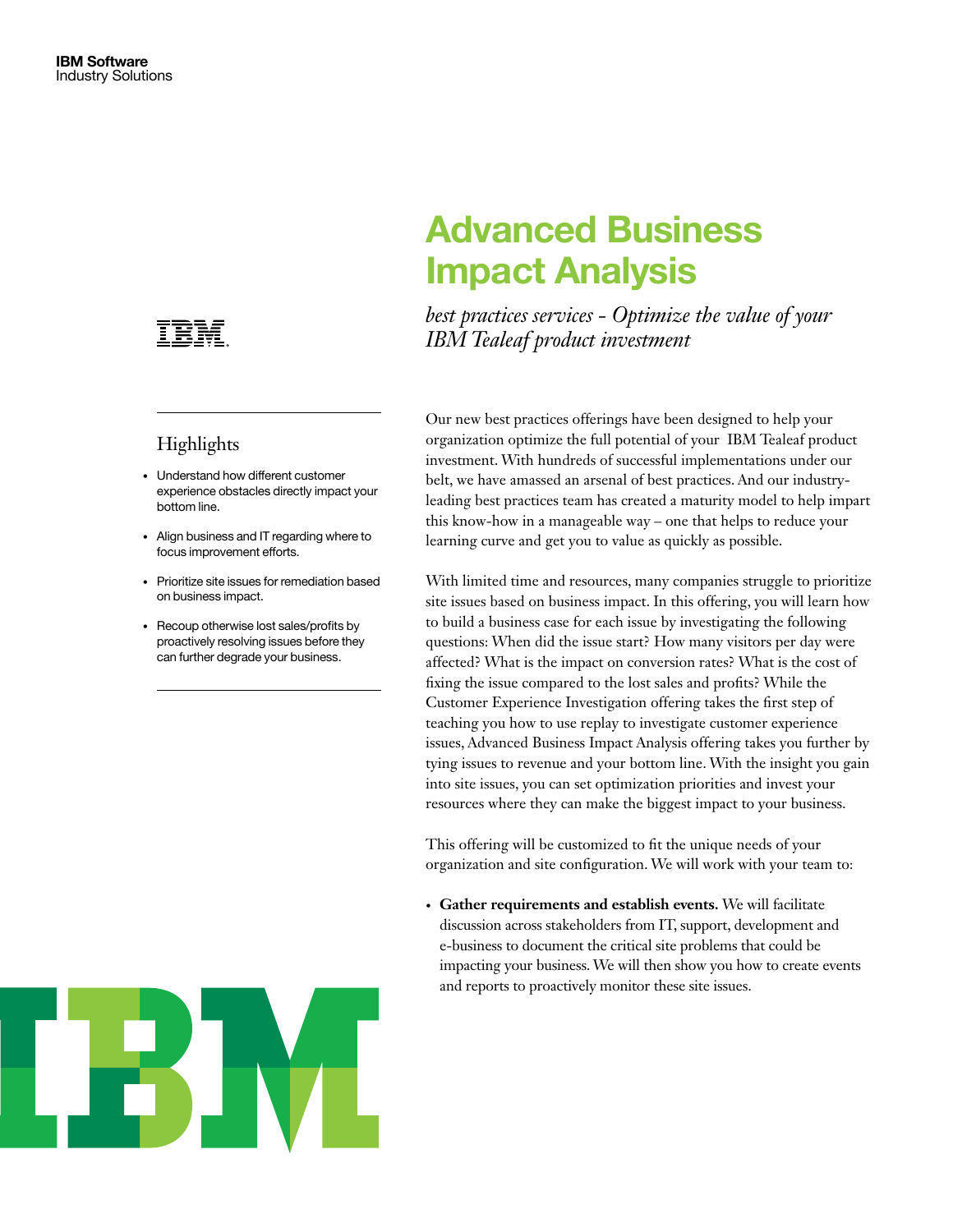**IBM Software**
Industry Solutions

# Advanced Business Impact Analysis

*best practices services - Optimize the value of your IBM Tealeaf product investment*

## Highlights

- Understand how different customer experience obstacles directly impact your bottom line.
- Align business and IT regarding where to focus improvement efforts.
- Prioritize site issues for remediation based on business impact.
- Recoup otherwise lost sales/profits by proactively resolving issues before they can further degrade your business.

Our new best practices offerings have been designed to help your organization optimize the full potential of your IBM Tealeaf product investment. With hundreds of successful implementations under our belt, we have amassed an arsenal of best practices. And our industry-leading best practices team has created a maturity model to help impart this know-how in a manageable way – one that helps to reduce your learning curve and get you to value as quickly as possible.

With limited time and resources, many companies struggle to prioritize site issues based on business impact. In this offering, you will learn how to build a business case for each issue by investigating the following questions: When did the issue start? How many visitors per day were affected? What is the impact on conversion rates? What is the cost of fixing the issue compared to the lost sales and profits? While the Customer Experience Investigation offering takes the first step of teaching you how to use replay to investigate customer experience issues, Advanced Business Impact Analysis offering takes you further by tying issues to revenue and your bottom line. With the insight you gain into site issues, you can set optimization priorities and invest your resources where they can make the biggest impact to your business.

This offering will be customized to fit the unique needs of your organization and site configuration. We will work with your team to:

- **Gather requirements and establish events.** We will facilitate discussion across stakeholders from IT, support, development and e-business to document the critical site problems that could be impacting your business. We will then show you how to create events and reports to proactively monitor these site issues.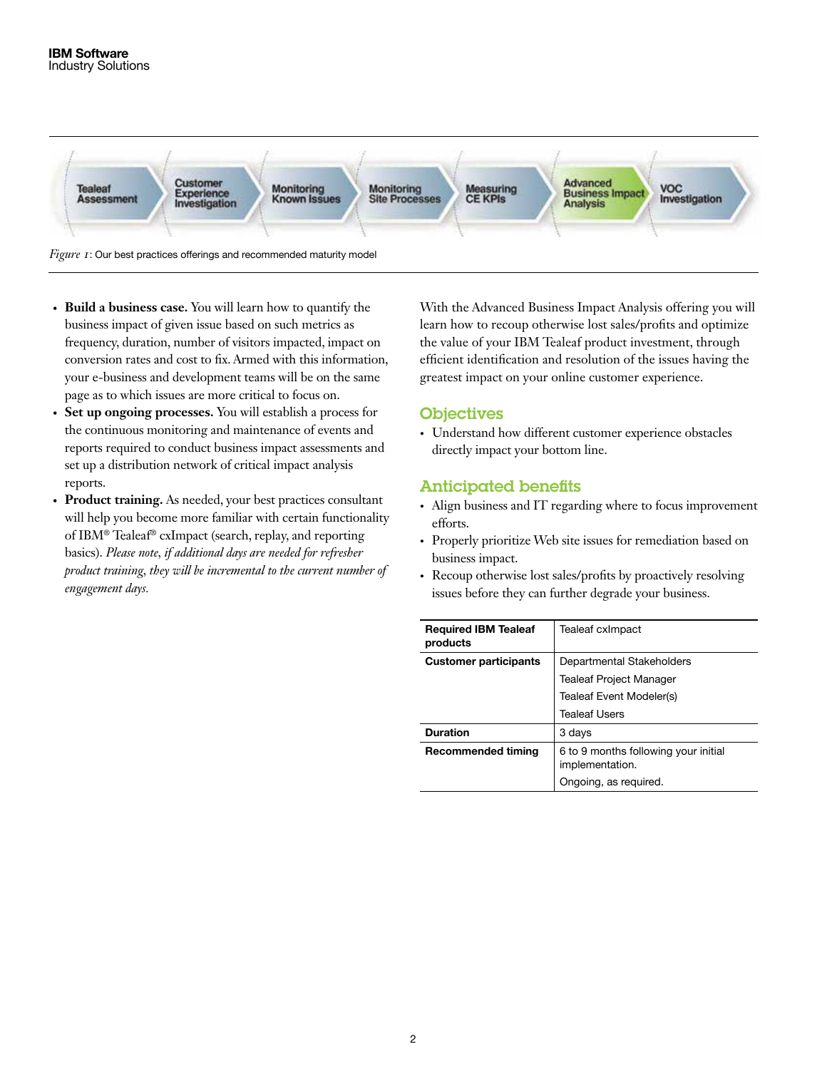Tealeaf Assessment | Customer Experience Investigation | Monitoring Known Issues | Monitoring Site Processes | Measuring CE KPIs | Advanced Business Impact Analysis | VOC Investigation

*Figure 1*: Our best practices offerings and recommended maturity model

- **Build a business case.** You will learn how to quantify the business impact of given issue based on such metrics as frequency, duration, number of visitors impacted, impact on conversion rates and cost to fix. Armed with this information, your e-business and development teams will be on the same page as to which issues are more critical to focus on.
- **Set up ongoing processes.** You will establish a process for the continuous monitoring and maintenance of events and reports required to conduct business impact assessments and set up a distribution network of critical impact analysis reports.
- **Product training.** As needed, your best practices consultant will help you become more familiar with certain functionality of IBM® Tealeaf® cxImpact (search, replay, and reporting basics). *Please note, if additional days are needed for refresher product training, they will be incremental to the current number of engagement days.*

With the Advanced Business Impact Analysis offering you will learn how to recoup otherwise lost sales/profits and optimize the value of your IBM Tealeaf product investment, through efficient identification and resolution of the issues having the greatest impact on your online customer experience.

## Objectives

- Understand how different customer experience obstacles directly impact your bottom line.

## Anticipated benefits

- Align business and IT regarding where to focus improvement efforts.
- Properly prioritize Web site issues for remediation based on business impact.
- Recoup otherwise lost sales/profits by proactively resolving issues before they can further degrade your business.

| **Required IBM Tealeaf products** | Tealeaf cxImpact |
|---|---|
| **Customer participants** | Departmental Stakeholders<br>Tealeaf Project Manager<br>Tealeaf Event Modeler(s)<br>Tealeaf Users |
| **Duration** | 3 days |
| **Recommended timing** | 6 to 9 months following your initial implementation.<br>Ongoing, as required. |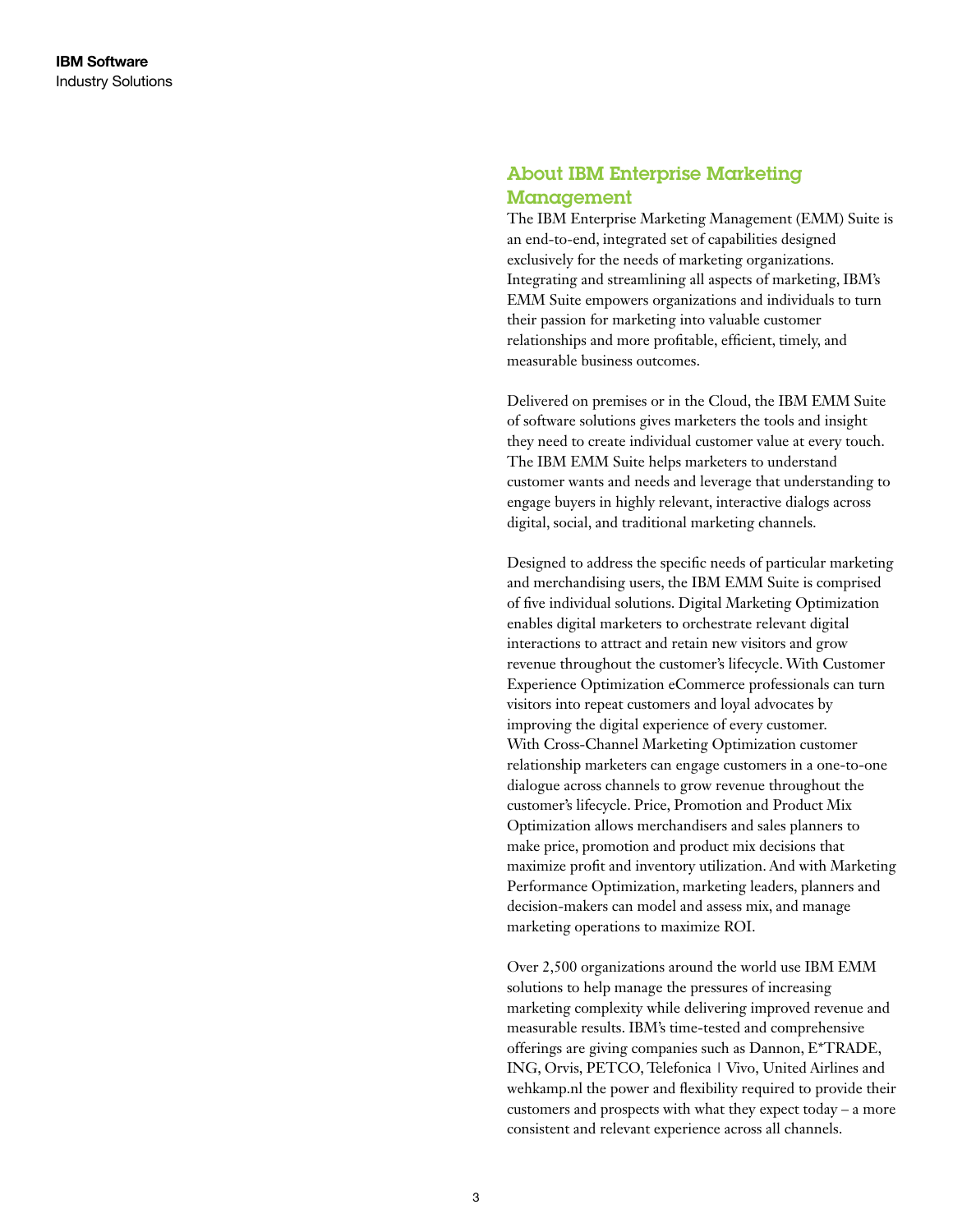## About IBM Enterprise Marketing Management

The IBM Enterprise Marketing Management (EMM) Suite is an end-to-end, integrated set of capabilities designed exclusively for the needs of marketing organizations. Integrating and streamlining all aspects of marketing, IBM's EMM Suite empowers organizations and individuals to turn their passion for marketing into valuable customer relationships and more profitable, efficient, timely, and measurable business outcomes.

Delivered on premises or in the Cloud, the IBM EMM Suite of software solutions gives marketers the tools and insight they need to create individual customer value at every touch. The IBM EMM Suite helps marketers to understand customer wants and needs and leverage that understanding to engage buyers in highly relevant, interactive dialogs across digital, social, and traditional marketing channels.

Designed to address the specific needs of particular marketing and merchandising users, the IBM EMM Suite is comprised of five individual solutions. Digital Marketing Optimization enables digital marketers to orchestrate relevant digital interactions to attract and retain new visitors and grow revenue throughout the customer's lifecycle. With Customer Experience Optimization eCommerce professionals can turn visitors into repeat customers and loyal advocates by improving the digital experience of every customer. With Cross-Channel Marketing Optimization customer relationship marketers can engage customers in a one-to-one dialogue across channels to grow revenue throughout the customer's lifecycle. Price, Promotion and Product Mix Optimization allows merchandisers and sales planners to make price, promotion and product mix decisions that maximize profit and inventory utilization. And with Marketing Performance Optimization, marketing leaders, planners and decision-makers can model and assess mix, and manage marketing operations to maximize ROI.

Over 2,500 organizations around the world use IBM EMM solutions to help manage the pressures of increasing marketing complexity while delivering improved revenue and measurable results. IBM's time-tested and comprehensive offerings are giving companies such as Dannon, E*TRADE, ING, Orvis, PETCO, Telefonica | Vivo, United Airlines and wehkamp.nl the power and flexibility required to provide their customers and prospects with what they expect today – a more consistent and relevant experience across all channels.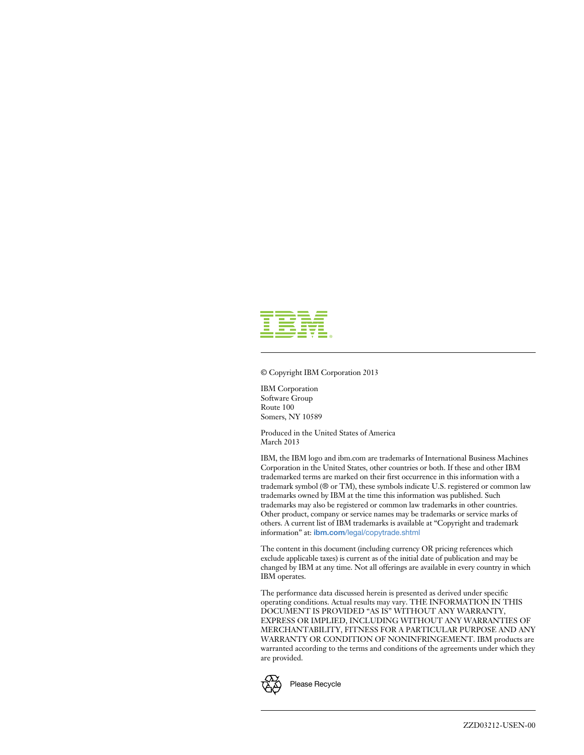© Copyright IBM Corporation 2013

IBM Corporation
Software Group
Route 100
Somers, NY 10589

Produced in the United States of America
March 2013

IBM, the IBM logo and ibm.com are trademarks of International Business Machines Corporation in the United States, other countries or both. If these and other IBM trademarked terms are marked on their first occurrence in this information with a trademark symbol (® or TM), these symbols indicate U.S. registered or common law trademarks owned by IBM at the time this information was published. Such trademarks may also be registered or common law trademarks in other countries. Other product, company or service names may be trademarks or service marks of others. A current list of IBM trademarks is available at “Copyright and trademark information” at: **ibm.com**/legal/copytrade.shtml

The content in this document (including currency OR pricing references which exclude applicable taxes) is current as of the initial date of publication and may be changed by IBM at any time. Not all offerings are available in every country in which IBM operates.

The performance data discussed herein is presented as derived under specific operating conditions. Actual results may vary. THE INFORMATION IN THIS DOCUMENT IS PROVIDED “AS IS” WITHOUT ANY WARRANTY, EXPRESS OR IMPLIED, INCLUDING WITHOUT ANY WARRANTIES OF MERCHANTABILITY, FITNESS FOR A PARTICULAR PURPOSE AND ANY WARRANTY OR CONDITION OF NONINFRINGEMENT. IBM products are warranted according to the terms and conditions of the agreements under which they are provided.

Please Recycle

ZZD03212-USEN-00